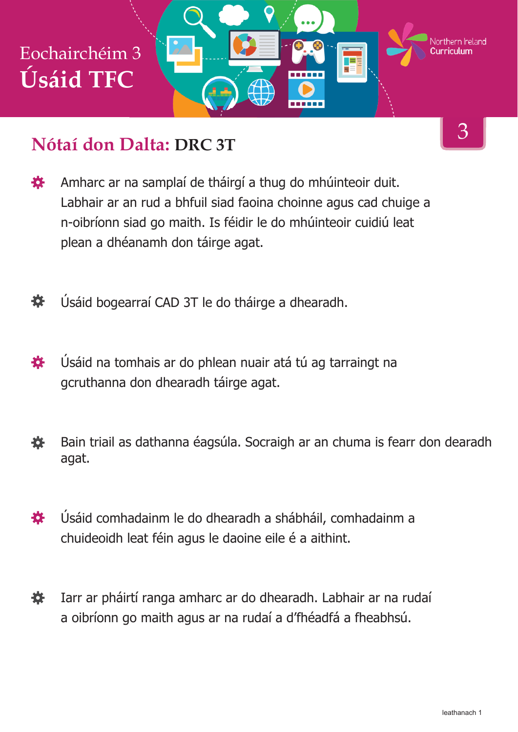# Eochairchéim 3
# Úsáid TFC

Northern Ireland Curriculum

3

## Nótaí don Dalta: DRC 3T

- Amharc ar na samplaí de tháirgí a thug do mhúinteoir duit. Labhair ar an rud a bhfuil siad faoina choinne agus cad chuige a n-oibríonn siad go maith. Is féidir le do mhúinteoir cuidiú leat plean a dhéanamh don táirge agat.

- Úsáid bogearraí CAD 3T le do tháirge a dhearadh.

- Úsáid na tomhais ar do phlean nuair atá tú ag tarraingt na gcruthanna don dhearadh táirge agat.

- Bain triail as dathanna éagsúla. Socraigh ar an chuma is fearr don dearadh agat.

- Úsáid comhadainm le do dhearadh a shábháil, comhadainm a chuideoidh leat féin agus le daoine eile é a aithint.

- Iarr ar pháirtí ranga amharc ar do dhearadh. Labhair ar na rudaí a oibríonn go maith agus ar na rudaí a d'fhéadfá a fheabhsú.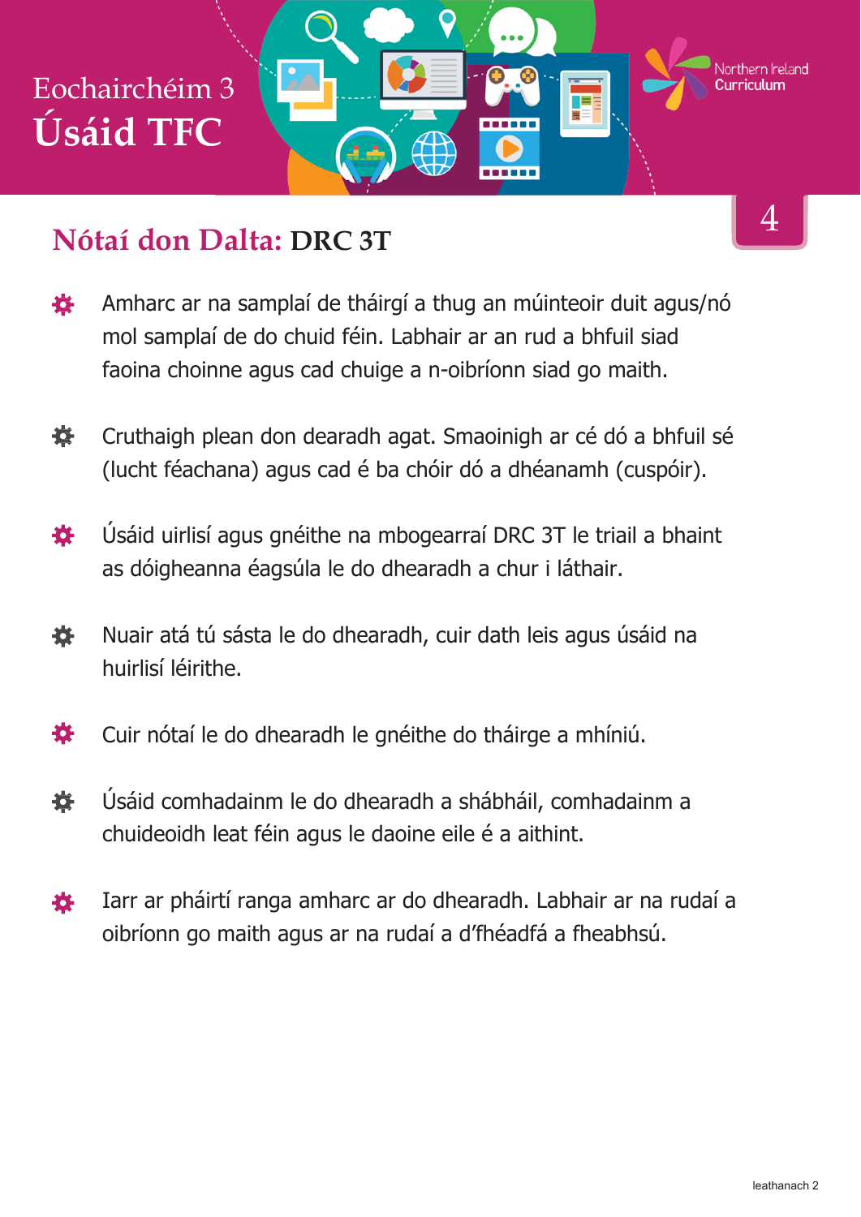# Eochairchéim 3

# Úsáid TFC

4

## Nótaí don Dalta: DRC 3T

- Amharc ar na samplaí de tháirgí a thug an múinteoir duit agus/nó mol samplaí de do chuid féin. Labhair ar an rud a bhfuil siad faoina choinne agus cad chuige a n-oibríonn siad go maith.
- Cruthaigh plean don dearadh agat. Smaoinigh ar cé dó a bhfuil sé (lucht féachana) agus cad é ba chóir dó a dhéanamh (cuspóir).
- Úsáid uirlisí agus gnéithe na mbogearraí DRC 3T le triail a bhaint as dóigheanna éagsúla le do dhearadh a chur i láthair.
- Nuair atá tú sásta le do dhearadh, cuir dath leis agus úsáid na huirlisí léirithe.
- Cuir nótaí le do dhearadh le gnéithe do tháirge a mhíniú.
- Úsáid comhadainm le do dhearadh a shábháil, comhadainm a chuideoidh leat féin agus le daoine eile é a aithint.
- Iarr ar pháirtí ranga amharc ar do dhearadh. Labhair ar na rudaí a oibríonn go maith agus ar na rudaí a d'fhéadfá a fheabhsú.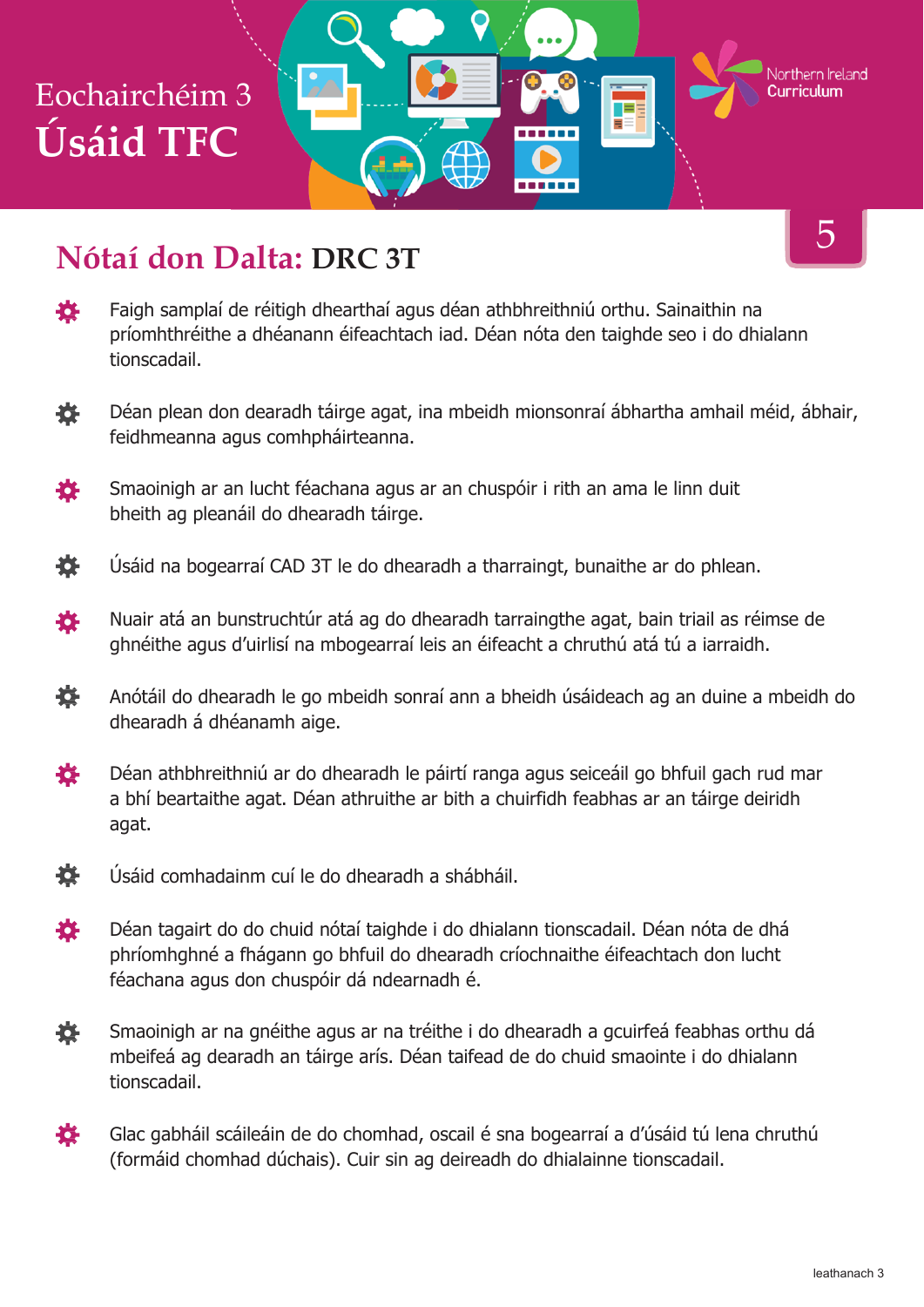# Eochairchéim 3
# Úsáid TFC

Northern Ireland Curriculum

5

## Nótaí don Dalta: DRC 3T

- Faigh samplaí de réitigh dhearthaí agus déan athbhreithniú orthu. Sainaithin na príomhthréithe a dhéanann éifeachtach iad. Déan nóta den taighde seo i do dhialann tionscadail.
- Déan plean don dearadh táirge agat, ina mbeidh mionsonraí ábhartha amhail méid, ábhair, feidhmeanna agus comhpháirteanna.
- Smaoinigh ar an lucht féachana agus ar an chuspóir i rith an ama le linn duit bheith ag pleanáil do dhearadh táirge.
- Úsáid na bogearraí CAD 3T le do dhearadh a tharraingt, bunaithe ar do phlean.
- Nuair atá an bunstruchtúr atá ag do dhearadh tarraingthe agat, bain triail as réimse de ghnéithe agus d'uirlisí na mbogearraí leis an éifeacht a chruthú atá tú a iarraidh.
- Anótáil do dhearadh le go mbeidh sonraí ann a bheidh úsáideach ag an duine a mbeidh do dhearadh á dhéanamh aige.
- Déan athbhreithniú ar do dhearadh le páirtí ranga agus seiceáil go bhfuil gach rud mar a bhí beartaithe agat. Déan athruithe ar bith a chuirfidh feabhas ar an táirge deiridh agat.
- Úsáid comhadainm cuí le do dhearadh a shábháil.
- Déan tagairt do do chuid nótaí taighde i do dhialann tionscadail. Déan nóta de dhá phríomhghné a fhágann go bhfuil do dhearadh críochnaithe éifeachtach don lucht féachana agus don chuspóir dá ndearnadh é.
- Smaoinigh ar na gnéithe agus ar na tréithe i do dhearadh a gcuirfeá feabhas orthu dá mbeifeá ag dearadh an táirge arís. Déan taifead de do chuid smaointe i do dhialann tionscadail.
- Glac gabháil scáileáin de do chomhad, oscail é sna bogearraí a d'úsáid tú lena chruthú (formáid chomhad dúchais). Cuir sin ag deireadh do dhialainne tionscadail.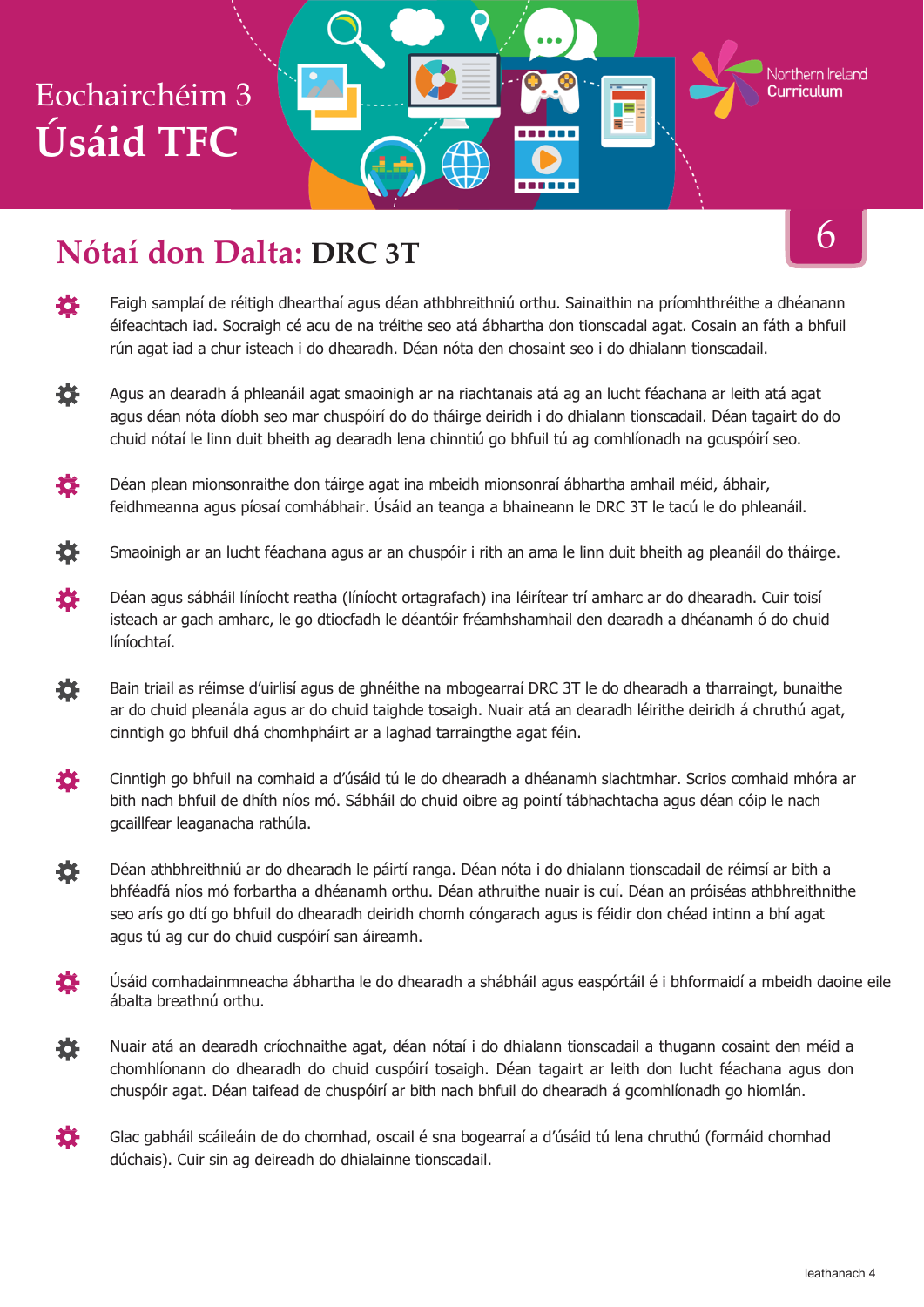# Eochairchéim 3
# Úsáid TFC

Northern Ireland Curriculum

6

## Nótaí don Dalta: DRC 3T

- Faigh samplaí de réitigh dhearthaí agus déan athbhreithniú orthu. Sainaithin na príomhthréithe a dhéanann éifeachtach iad. Socraigh cé acu de na tréithe seo atá ábhartha don tionscadal agat. Cosain an fáth a bhfuil rún agat iad a chur isteach i do dhearadh. Déan nóta den chosaint seo i do dhialann tionscadail.
- Agus an dearadh á phleanáil agat smaoinigh ar na riachtanais atá ag an lucht féachana ar leith atá agat agus déan nóta díobh seo mar chuspóirí do do tháirge deiridh i do dhialann tionscadail. Déan tagairt do do chuid nótaí le linn duit bheith ag dearadh lena chinntiú go bhfuil tú ag comhlíonadh na gcuspóirí seo.
- Déan plean mionsonraithe don táirge agat ina mbeidh mionsonraí ábhartha amhail méid, ábhair, feidhmeanna agus píosaí comhábhair. Úsáid an teanga a bhaineann le DRC 3T le tacú le do phleanáil.
- Smaoinigh ar an lucht féachana agus ar an chuspóir i rith an ama le linn duit bheith ag pleanáil do tháirge.
- Déan agus sábháil líníocht reatha (líníocht ortagrafach) ina léirítear trí amharc ar do dhearadh. Cuir toisí isteach ar gach amharc, le go dtiocfadh le déantóir fréamhshamhail den dearadh a dhéanamh ó do chuid líníochtaí.
- Bain triail as réimse d'uirlisí agus de ghnéithe na mbogearraí DRC 3T le do dhearadh a tharraingt, bunaithe ar do chuid pleanála agus ar do chuid taighde tosaigh. Nuair atá an dearadh léirithe deiridh á chruthú agat, cinntigh go bhfuil dhá chomhpháirt ar a laghad tarraingthe agat féin.
- Cinntigh go bhfuil na comhaid a d'úsáid tú le do dhearadh a dhéanamh slachtmhar. Scrios comhaid mhóra ar bith nach bhfuil de dhíth níos mó. Sábháil do chuid oibre ag pointí tábhachtacha agus déan cóip le nach gcaillfear leaganacha rathúla.
- Déan athbhreithniú ar do dhearadh le páirtí ranga. Déan nóta i do dhialann tionscadail de réimsí ar bith a bhféadfá níos mó forbartha a dhéanamh orthu. Déan athruithe nuair is cuí. Déan an próiséas athbhreithnithe seo arís go dtí go bhfuil do dhearadh deiridh chomh cóngarach agus is féidir don chéad intinn a bhí agat agus tú ag cur do chuid cuspóirí san áireamh.
- Úsáid comhadainmneacha ábhartha le do dhearadh a shábháil agus easpórtáil é i bhformaidí a mbeidh daoine eile ábalta breathnú orthu.
- Nuair atá an dearadh críochnaithe agat, déan nótaí i do dhialann tionscadail a thugann cosaint den méid a chomhlíonann do dhearadh do chuid cuspóirí tosaigh. Déan tagairt ar leith don lucht féachana agus don chuspóir agat. Déan taifead de chuspóirí ar bith nach bhfuil do dhearadh á gcomhlíonadh go hiomlán.
- Glac gabháil scáileáin de do chomhad, oscail é sna bogearraí a d'úsáid tú lena chruthú (formáid chomhad dúchais). Cuir sin ag deireadh do dhialainne tionscadail.